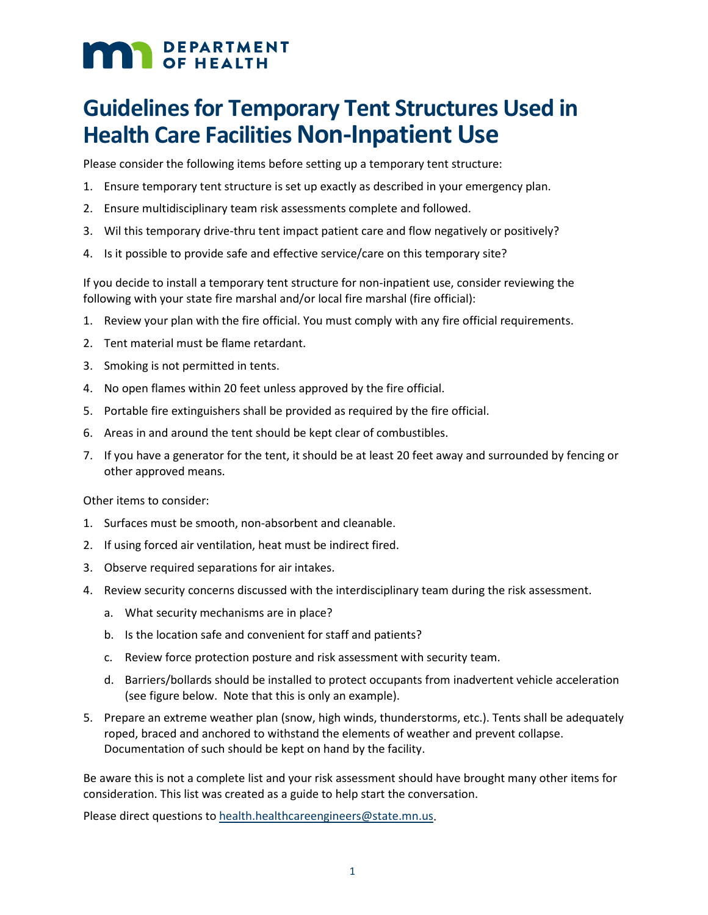DEPARTMENT OF HEALTH

# Guidelines for Temporary Tent Structures Used in Health Care Facilities Non-Inpatient Use

Please consider the following items before setting up a temporary tent structure:

1. Ensure temporary tent structure is set up exactly as described in your emergency plan.
2. Ensure multidisciplinary team risk assessments complete and followed.
3. Wil this temporary drive-thru tent impact patient care and flow negatively or positively?
4. Is it possible to provide safe and effective service/care on this temporary site?

If you decide to install a temporary tent structure for non-inpatient use, consider reviewing the following with your state fire marshal and/or local fire marshal (fire official):

1. Review your plan with the fire official. You must comply with any fire official requirements.
2. Tent material must be flame retardant.
3. Smoking is not permitted in tents.
4. No open flames within 20 feet unless approved by the fire official.
5. Portable fire extinguishers shall be provided as required by the fire official.
6. Areas in and around the tent should be kept clear of combustibles.
7. If you have a generator for the tent, it should be at least 20 feet away and surrounded by fencing or other approved means.

Other items to consider:

1. Surfaces must be smooth, non-absorbent and cleanable.
2. If using forced air ventilation, heat must be indirect fired.
3. Observe required separations for air intakes.
4. Review security concerns discussed with the interdisciplinary team during the risk assessment.
   a. What security mechanisms are in place?
   b. Is the location safe and convenient for staff and patients?
   c. Review force protection posture and risk assessment with security team.
   d. Barriers/bollards should be installed to protect occupants from inadvertent vehicle acceleration (see figure below. Note that this is only an example).
5. Prepare an extreme weather plan (snow, high winds, thunderstorms, etc.). Tents shall be adequately roped, braced and anchored to withstand the elements of weather and prevent collapse. Documentation of such should be kept on hand by the facility.

Be aware this is not a complete list and your risk assessment should have brought many other items for consideration. This list was created as a guide to help start the conversation.

Please direct questions to health.healthcareengineers@state.mn.us.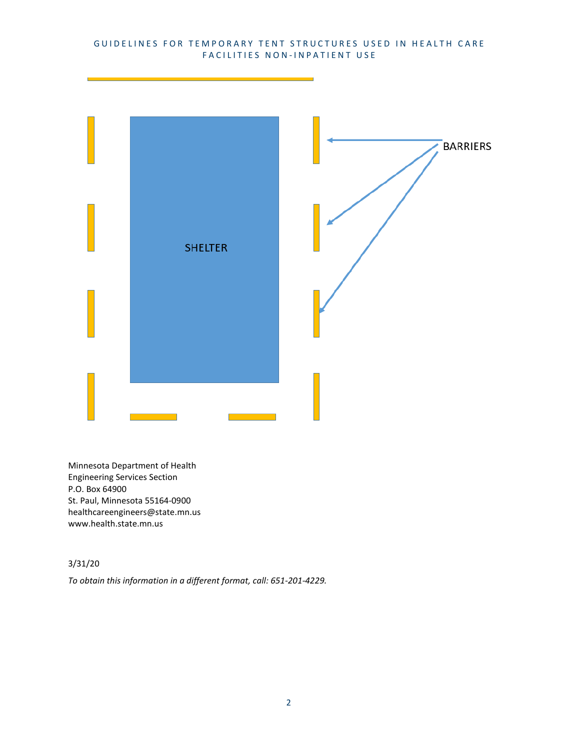SHELTER

BARRIERS

Minnesota Department of Health
Engineering Services Section
P.O. Box 64900
St. Paul, Minnesota 55164-0900
healthcareengineers@state.mn.us
www.health.state.mn.us

3/31/20

*To obtain this information in a different format, call: 651-201-4229.*